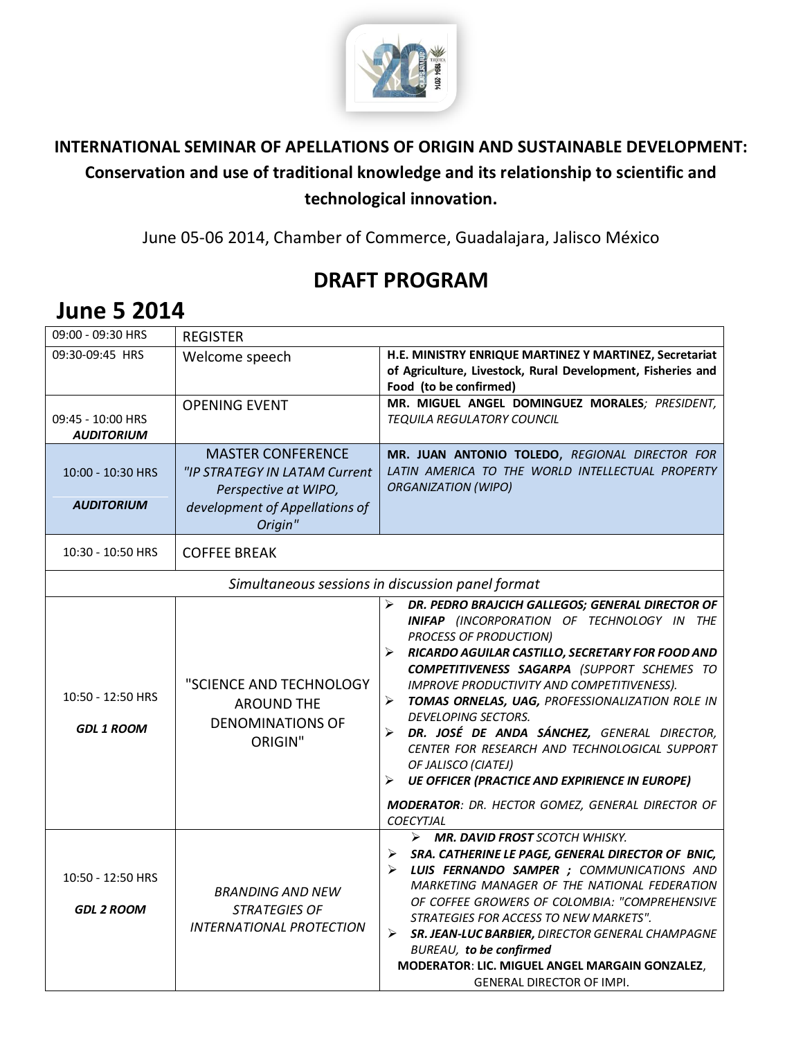# INTERNATIONAL SEMINAR OF APELLATIONS OF ORIGIN AND SUSTAINABLE DEVELOPMENT: Conservation and use of traditional knowledge and its relationship to scientific and technological innovation.

June 05-06 2014, Chamber of Commerce, Guadalajara, Jalisco México

## DRAFT PROGRAM

## June 5 2014

| | | |
|---|---|---|
| 09:00 - 09:30 HRS | REGISTER | |
| 09:30-09:45 HRS | Welcome speech | **H.E. MINISTRY ENRIQUE MARTINEZ Y MARTINEZ, Secretariat of Agriculture, Livestock, Rural Development, Fisheries and Food (to be confirmed)** |
| 09:45 - 10:00 HRS ***AUDITORIUM*** | OPENING EVENT | **MR. MIGUEL ANGEL DOMINGUEZ MORALES***; PRESIDENT, TEQUILA REGULATORY COUNCIL* |
| 10:00 - 10:30 HRS ***AUDITORIUM*** | MASTER CONFERENCE *"IP STRATEGY IN LATAM Current Perspective at WIPO, development of Appellations of Origin"* | **MR. JUAN ANTONIO TOLEDO**, *REGIONAL DIRECTOR FOR LATIN AMERICA TO THE WORLD INTELLECTUAL PROPERTY ORGANIZATION (WIPO)* |
| 10:30 - 10:50 HRS | COFFEE BREAK | |
| *Simultaneous sessions in discussion panel format* | | |
| 10:50 - 12:50 HRS ***GDL 1 ROOM*** | "SCIENCE AND TECHNOLOGY AROUND THE DENOMINATIONS OF ORIGIN" | ➢ ***DR. PEDRO BRAJCICH GALLEGOS; GENERAL DIRECTOR OF INIFAP*** *(INCORPORATION OF TECHNOLOGY IN THE PROCESS OF PRODUCTION)* <br> ➢ ***RICARDO AGUILAR CASTILLO, SECRETARY FOR FOOD AND COMPETITIVENESS SAGARPA*** *(SUPPORT SCHEMES TO IMPROVE PRODUCTIVITY AND COMPETITIVENESS).* <br> ➢ ***TOMAS ORNELAS, UAG,*** *PROFESSIONALIZATION ROLE IN DEVELOPING SECTORS.* <br> ➢ ***DR. JOSÉ DE ANDA SÁNCHEZ,*** *GENERAL DIRECTOR, CENTER FOR RESEARCH AND TECHNOLOGICAL SUPPORT OF JALISCO (CIATEJ)* <br> ➢ ***UE OFFICER (PRACTICE AND EXPIRIENCE IN EUROPE)*** <br> ***MODERATOR****: DR. HECTOR GOMEZ, GENERAL DIRECTOR OF COECYTJAL* |
| 10:50 - 12:50 HRS ***GDL 2 ROOM*** | *BRANDING AND NEW STRATEGIES OF INTERNATIONAL PROTECTION* | ➢ ***MR. DAVID FROST*** *SCOTCH WHISKY.* <br> ➢ ***SRA. CATHERINE LE PAGE, GENERAL DIRECTOR OF BNIC,*** <br> ➢ ***LUIS FERNANDO SAMPER ;*** *COMMUNICATIONS AND MARKETING MANAGER OF THE NATIONAL FEDERATION OF COFFEE GROWERS OF COLOMBIA: "COMPREHENSIVE STRATEGIES FOR ACCESS TO NEW MARKETS".* <br> ➢ ***SR. JEAN-LUC BARBIER,*** *DIRECTOR GENERAL CHAMPAGNE BUREAU,* ***to be confirmed*** <br> **MODERATOR**: **LIC. MIGUEL ANGEL MARGAIN GONZALEZ**, GENERAL DIRECTOR OF IMPI. |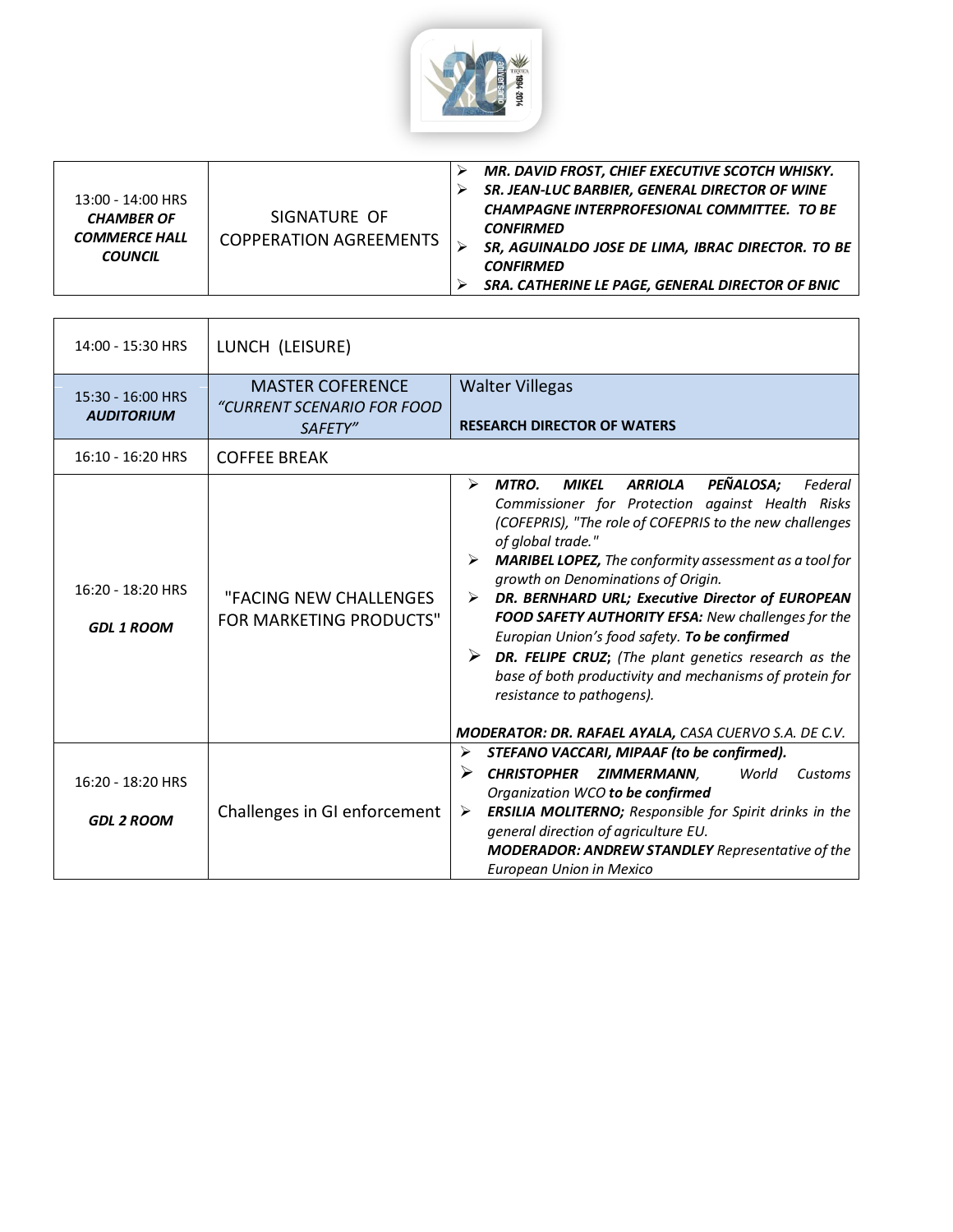| 13:00 - 14:00 HRS ***CHAMBER OF COMMERCE HALL COUNCIL*** | SIGNATURE OF COPPERATION AGREEMENTS | ➢ ***MR. DAVID FROST, CHIEF EXECUTIVE SCOTCH WHISKY.*** <br> ➢ ***SR. JEAN-LUC BARBIER, GENERAL DIRECTOR OF WINE CHAMPAGNE INTERPROFESIONAL COMMITTEE. TO BE CONFIRMED*** <br> ➢ ***SR, AGUINALDO JOSE DE LIMA, IBRAC DIRECTOR. TO BE CONFIRMED*** <br> ➢ ***SRA. CATHERINE LE PAGE, GENERAL DIRECTOR OF BNIC*** |
|---|---|---|

| 14:00 - 15:30 HRS | LUNCH (LEISURE) | |
|---|---|---|
| 15:30 - 16:00 HRS ***AUDITORIUM*** | MASTER COFERENCE *"CURRENT SCENARIO FOR FOOD SAFETY"* | Walter Villegas <br><br> **RESEARCH DIRECTOR OF WATERS** |
| 16:10 - 16:20 HRS | COFFEE BREAK | |
| 16:20 - 18:20 HRS <br><br> ***GDL 1 ROOM*** | "FACING NEW CHALLENGES FOR MARKETING PRODUCTS" | ➢ ***MTRO. MIKEL ARRIOLA PEÑALOSA;*** *Federal Commissioner for Protection against Health Risks (COFEPRIS), "The role of COFEPRIS to the new challenges of global trade."* <br> ➢ ***MARIBEL LOPEZ,*** *The conformity assessment as a tool for growth on Denominations of Origin.* <br> ➢ ***DR. BERNHARD URL; Executive Director of EUROPEAN FOOD SAFETY AUTHORITY EFSA:*** *New challenges for the Europian Union's food safety.* ***To be confirmed*** <br> ➢ ***DR. FELIPE CRUZ;*** *(The plant genetics research as the base of both productivity and mechanisms of protein for resistance to pathogens).* <br><br> ***MODERATOR: DR. RAFAEL AYALA,*** *CASA CUERVO S.A. DE C.V.* |
| 16:20 - 18:20 HRS <br><br> ***GDL 2 ROOM*** | Challenges in GI enforcement | ➢ ***STEFANO VACCARI, MIPAAF (to be confirmed).*** <br> ➢ ***CHRISTOPHER ZIMMERMANN****, World Customs Organization WCO* ***to be confirmed*** <br> ➢ ***ERSILIA MOLITERNO;*** *Responsible for Spirit drinks in the general direction of agriculture EU.* <br> ***MODERADOR: ANDREW STANDLEY*** *Representative of the European Union in Mexico* |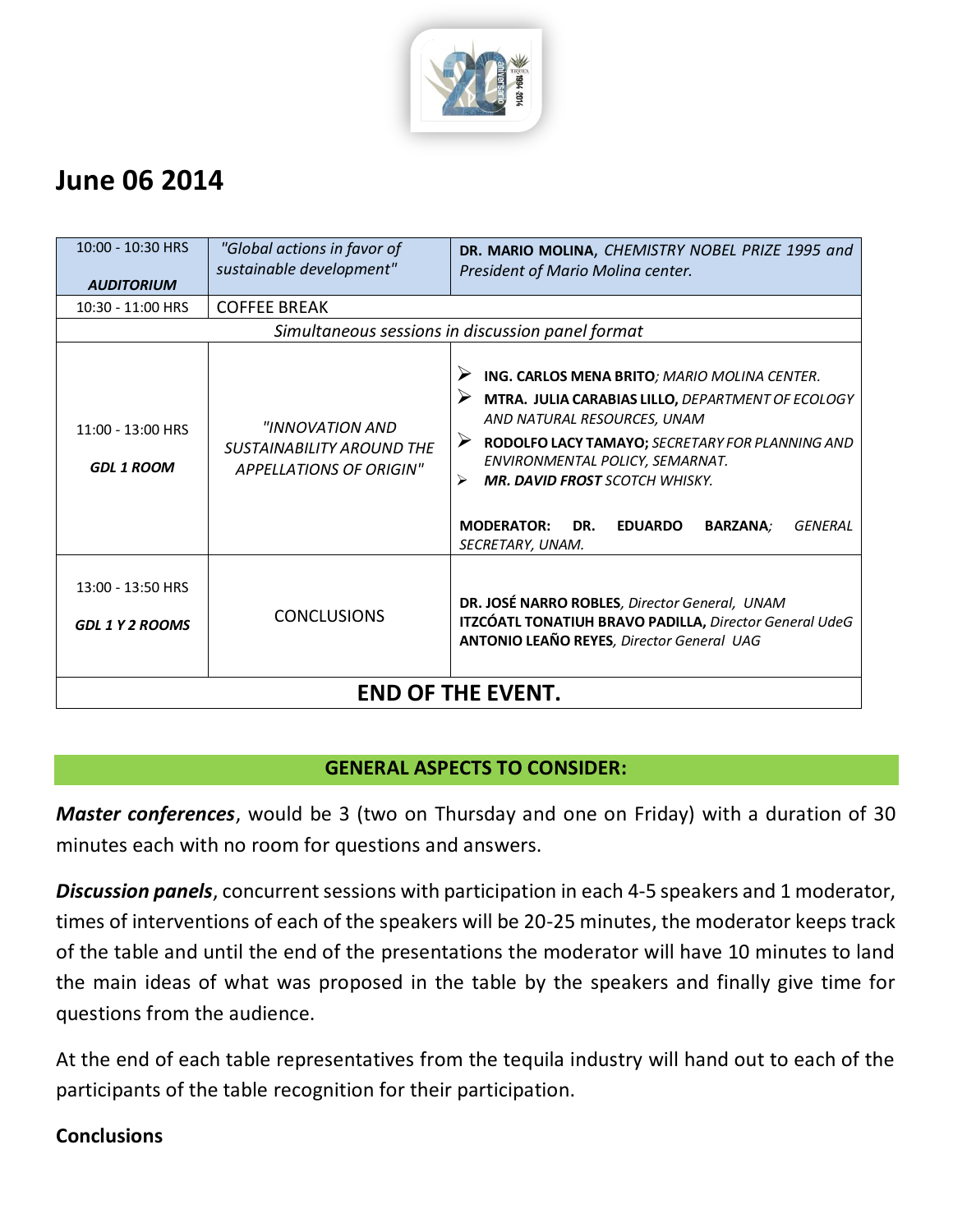# June 06 2014

| | | |
|---|---|---|
| 10:00 - 10:30 HRS<br>***AUDITORIUM*** | *"Global actions in favor of sustainable development"* | **DR. MARIO MOLINA**, *CHEMISTRY NOBEL PRIZE 1995 and President of Mario Molina center.* |
| 10:30 - 11:00 HRS | COFFEE BREAK | |
| *Simultaneous sessions in discussion panel format* | | |
| 11:00 - 13:00 HRS<br>***GDL 1 ROOM*** | *"INNOVATION AND SUSTAINABILITY AROUND THE APPELLATIONS OF ORIGIN"* | ➢ **ING. CARLOS MENA BRITO***; MARIO MOLINA CENTER.*<br>➢ **MTRA. JULIA CARABIAS LILLO,** *DEPARTMENT OF ECOLOGY AND NATURAL RESOURCES, UNAM*<br>➢ **RODOLFO LACY TAMAYO;** *SECRETARY FOR PLANNING AND ENVIRONMENTAL POLICY, SEMARNAT.*<br>➢ ***MR. DAVID FROST*** *SCOTCH WHISKY.*<br><br>**MODERATOR: DR. EDUARDO BARZANA***; GENERAL SECRETARY, UNAM.* |
| 13:00 - 13:50 HRS<br>***GDL 1 Y 2 ROOMS*** | CONCLUSIONS | **DR. JOSÉ NARRO ROBLES***, Director General, UNAM*<br>**ITZCÓATL TONATIUH BRAVO PADILLA,** *Director General UdeG*<br>**ANTONIO LEAÑO REYES***, Director General UAG* |
| **END OF THE EVENT.** | | |

## GENERAL ASPECTS TO CONSIDER:

***Master conferences***, would be 3 (two on Thursday and one on Friday) with a duration of 30 minutes each with no room for questions and answers.

***Discussion panels***, concurrent sessions with participation in each 4-5 speakers and 1 moderator, times of interventions of each of the speakers will be 20-25 minutes, the moderator keeps track of the table and until the end of the presentations the moderator will have 10 minutes to land the main ideas of what was proposed in the table by the speakers and finally give time for questions from the audience.

At the end of each table representatives from the tequila industry will hand out to each of the participants of the table recognition for their participation.

**Conclusions**